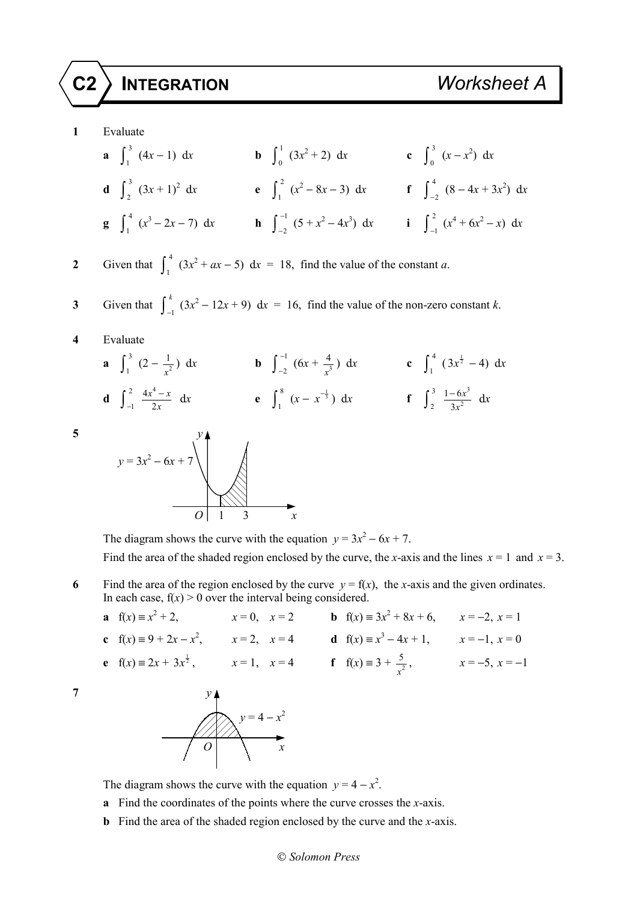# C2 INTEGRATION Worksheet A

**1** Evaluate

**a** $\int_1^3 (4x - 1)\ dx$ **b** $\int_0^1 (3x^2 + 2)\ dx$ **c** $\int_0^3 (x - x^2)\ dx$

**d** $\int_2^3 (3x + 1)^2\ dx$ **e** $\int_1^2 (x^2 - 8x - 3)\ dx$ **f** $\int_{-2}^4 (8 - 4x + 3x^2)\ dx$

**g** $\int_1^4 (x^3 - 2x - 7)\ dx$ **h** $\int_{-2}^{-1} (5 + x^2 - 4x^3)\ dx$ **i** $\int_{-1}^2 (x^4 + 6x^2 - x)\ dx$

**2** Given that $\int_1^4 (3x^2 + ax - 5)\ dx = 18$, find the value of the constant $a$.

**3** Given that $\int_{-1}^k (3x^2 - 12x + 9)\ dx = 16$, find the value of the non-zero constant $k$.

**4** Evaluate

**a** $\int_1^3 (2 - \frac{1}{x^2})\ dx$ **b** $\int_{-2}^{-1} (6x + \frac{4}{x^3})\ dx$ **c** $\int_1^4 (3x^{\frac{1}{2}} - 4)\ dx$

**d** $\int_{-1}^2 \frac{4x^4 - x}{2x}\ dx$ **e** $\int_1^8 (x - x^{-\frac{1}{3}})\ dx$ **f** $\int_2^3 \frac{1 - 6x^3}{3x^2}\ dx$

**5**

The diagram shows the curve with the equation $y = 3x^2 - 6x + 7$.

Find the area of the shaded region enclosed by the curve, the $x$-axis and the lines $x = 1$ and $x = 3$.

**6** Find the area of the region enclosed by the curve $y = f(x)$, the $x$-axis and the given ordinates. In each case, $f(x) > 0$ over the interval being considered.

**a** $f(x) \equiv x^2 + 2$, $x = 0$, $x = 2$ **b** $f(x) \equiv 3x^2 + 8x + 6$, $x = -2$, $x = 1$

**c** $f(x) \equiv 9 + 2x - x^2$, $x = 2$, $x = 4$ **d** $f(x) \equiv x^3 - 4x + 1$, $x = -1$, $x = 0$

**e** $f(x) \equiv 2x + 3x^{\frac{1}{2}}$, $x = 1$, $x = 4$ **f** $f(x) \equiv 3 + \frac{5}{x^2}$, $x = -5$, $x = -1$

**7**

The diagram shows the curve with the equation $y = 4 - x^2$.

**a** Find the coordinates of the points where the curve crosses the $x$-axis.

**b** Find the area of the shaded region enclosed by the curve and the $x$-axis.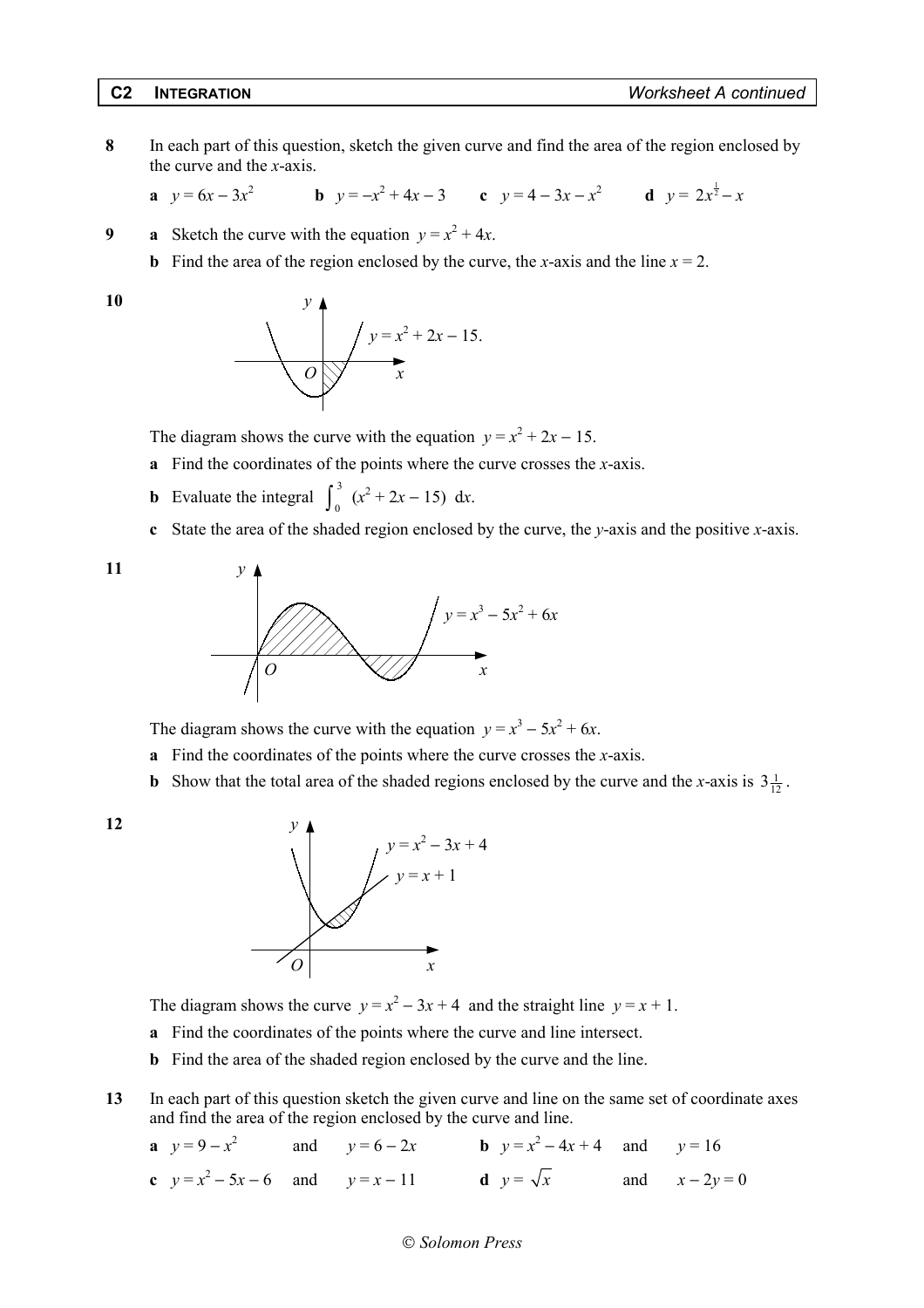**8** In each part of this question, sketch the given curve and find the area of the region enclosed by the curve and the $x$-axis.

**a** $y = 6x - 3x^2$ **b** $y = -x^2 + 4x - 3$ **c** $y = 4 - 3x - x^2$ **d** $y = 2x^{\frac{1}{2}} - x$

**9** **a** Sketch the curve with the equation $y = x^2 + 4x$.

**b** Find the area of the region enclosed by the curve, the $x$-axis and the line $x = 2$.

**10**

$y = x^2 + 2x - 15.$

The diagram shows the curve with the equation $y = x^2 + 2x - 15$.

**a** Find the coordinates of the points where the curve crosses the $x$-axis.

**b** Evaluate the integral $\int_0^3 (x^2 + 2x - 15)\ \mathrm{d}x$.

**c** State the area of the shaded region enclosed by the curve, the $y$-axis and the positive $x$-axis.

**11**

$y = x^3 - 5x^2 + 6x$

The diagram shows the curve with the equation $y = x^3 - 5x^2 + 6x$.

**a** Find the coordinates of the points where the curve crosses the $x$-axis.

**b** Show that the total area of the shaded regions enclosed by the curve and the $x$-axis is $3\frac{1}{12}$.

**12**

$y = x^2 - 3x + 4$

$y = x + 1$

The diagram shows the curve $y = x^2 - 3x + 4$ and the straight line $y = x + 1$.

**a** Find the coordinates of the points where the curve and line intersect.

**b** Find the area of the shaded region enclosed by the curve and the line.

**13** In each part of this question sketch the given curve and line on the same set of coordinate axes and find the area of the region enclosed by the curve and line.

**a** $y = 9 - x^2$ and $y = 6 - 2x$ **b** $y = x^2 - 4x + 4$ and $y = 16$

**c** $y = x^2 - 5x - 6$ and $y = x - 11$ **d** $y = \sqrt{x}$ and $x - 2y = 0$